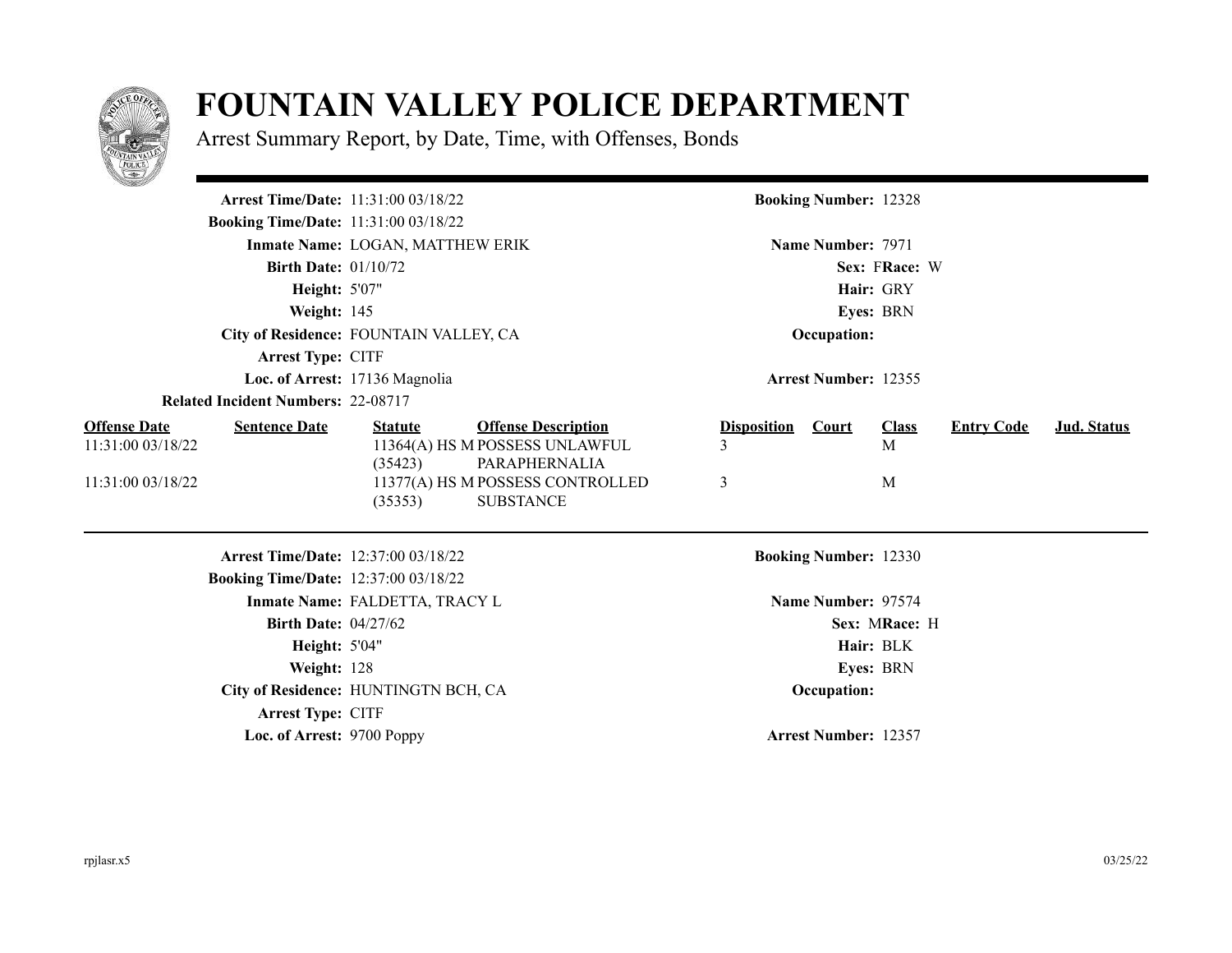# FOUNTAIN VALLEY POLICE DEPARTMENT

Arrest Summary Report, by Date, Time, with Offenses, Bonds

**Arrest Time/Date:** 11:31:00 03/18/22
**Booking Number:** 12328
**Booking Time/Date:** 11:31:00 03/18/22
**Inmate Name:** LOGAN, MATTHEW ERIK
**Name Number:** 7971
**Birth Date:** 01/10/72
**Sex:** F **Race:** W
**Height:** 5'07"
**Hair:** GRY
**Weight:** 145
**Eyes:** BRN
**City of Residence:** FOUNTAIN VALLEY, CA
**Occupation:**
**Arrest Type:** CITF
**Loc. of Arrest:** 17136 Magnolia
**Arrest Number:** 12355
**Related Incident Numbers:** 22-08717

| Offense Date | Sentence Date | Statute | Offense Description | Disposition | Court | Class | Entry Code | Jud. Status |
|---|---|---|---|---|---|---|---|---|
| 11:31:00 03/18/22 | | 11364(A) HS M (35423) | POSSESS UNLAWFUL PARAPHERNALIA | 3 | | M | | |
| 11:31:00 03/18/22 | | 11377(A) HS M (35353) | POSSESS CONTROLLED SUBSTANCE | 3 | | M | | |

---

**Arrest Time/Date:** 12:37:00 03/18/22
**Booking Number:** 12330
**Booking Time/Date:** 12:37:00 03/18/22
**Inmate Name:** FALDETTA, TRACY L
**Name Number:** 97574
**Birth Date:** 04/27/62
**Sex:** M **Race:** H
**Height:** 5'04"
**Hair:** BLK
**Weight:** 128
**Eyes:** BRN
**City of Residence:** HUNTINGTN BCH, CA
**Occupation:**
**Arrest Type:** CITF
**Loc. of Arrest:** 9700 Poppy
**Arrest Number:** 12357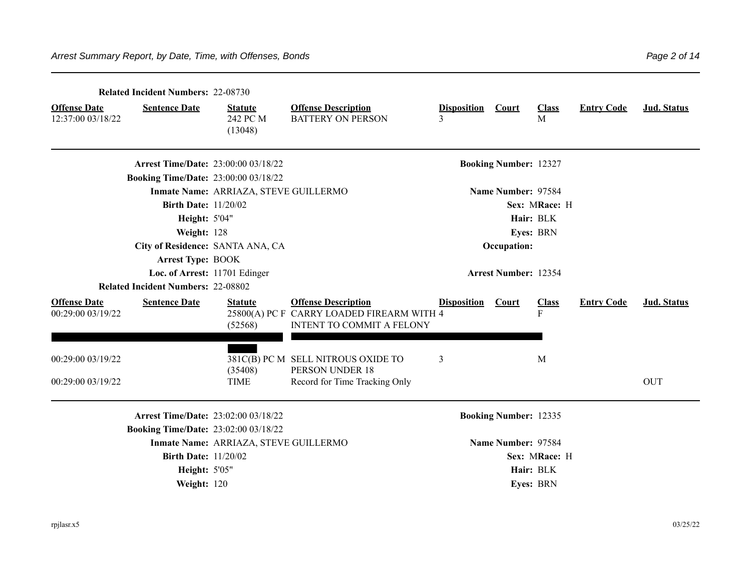**Related Incident Numbers:** 22-08730

| Offense Date | Sentence Date | Statute | Offense Description | Disposition | Court | Class | Entry Code | Jud. Status |
|---|---|---|---|---|---|---|---|---|
| 12:37:00 03/18/22 | | 242 PC M (13048) | BATTERY ON PERSON | 3 | | M | | |

---

**Arrest Time/Date:** 23:00:00 03/18/22 **Booking Number:** 12327

**Booking Time/Date:** 23:00:00 03/18/22

**Inmate Name:** ARRIAZA, STEVE GUILLERMO **Name Number:** 97584

**Birth Date:** 11/20/02 **Sex:** M **Race:** H

**Height:** 5'04" **Hair:** BLK

**Weight:** 128 **Eyes:** BRN

**City of Residence:** SANTA ANA, CA **Occupation:**

**Arrest Type:** BOOK

**Loc. of Arrest:** 11701 Edinger **Arrest Number:** 12354

**Related Incident Numbers:** 22-08802

| Offense Date | Sentence Date | Statute | Offense Description | Disposition | Court | Class | Entry Code | Jud. Status |
|---|---|---|---|---|---|---|---|---|
| 00:29:00 03/19/22 | | 25800(A) PC F (52568) | CARRY LOADED FIREARM WITH INTENT TO COMMIT A FELONY | 4 | | F | | |
| 00:29:00 03/19/22 | | 381C(B) PC M (35408) | SELL NITROUS OXIDE TO PERSON UNDER 18 | 3 | | M | | |
| 00:29:00 03/19/22 | | TIME | Record for Time Tracking Only | | | | | OUT |

---

**Arrest Time/Date:** 23:02:00 03/18/22 **Booking Number:** 12335

**Booking Time/Date:** 23:02:00 03/18/22

**Inmate Name:** ARRIAZA, STEVE GUILLERMO **Name Number:** 97584

**Birth Date:** 11/20/02 **Sex:** M **Race:** H

**Height:** 5'05" **Hair:** BLK

**Weight:** 120 **Eyes:** BRN

rpjlasr.x5 03/25/22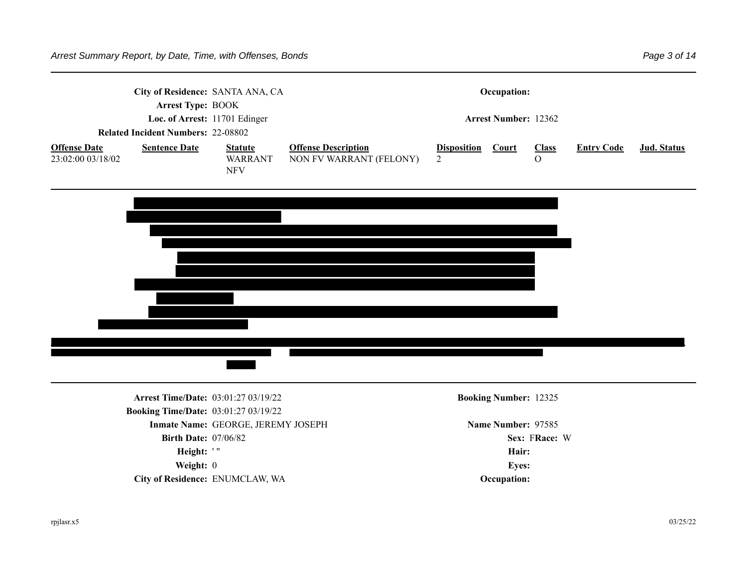**City of Residence:** SANTA ANA, CA

**Occupation:**

**Arrest Type:** BOOK

**Loc. of Arrest:** 11701 Edinger

**Arrest Number:** 12362

**Related Incident Numbers:** 22-08802

| Offense Date | Sentence Date | Statute | Offense Description | Disposition | Court | Class | Entry Code | Jud. Status |
|---|---|---|---|---|---|---|---|---|
| 23:02:00 03/18/02 | | WARRANT NFV | NON FV WARRANT (FELONY) | 2 | | O | | |

---

**Arrest Time/Date:** 03:01:27 03/19/22

**Booking Number:** 12325

**Booking Time/Date:** 03:01:27 03/19/22

**Inmate Name:** GEORGE, JEREMY JOSEPH

**Name Number:** 97585

**Birth Date:** 07/06/82

**Sex:** F **Race:** W

**Height:** ' "

**Hair:**

**Weight:** 0

**Eyes:**

**City of Residence:** ENUMCLAW, WA

**Occupation:**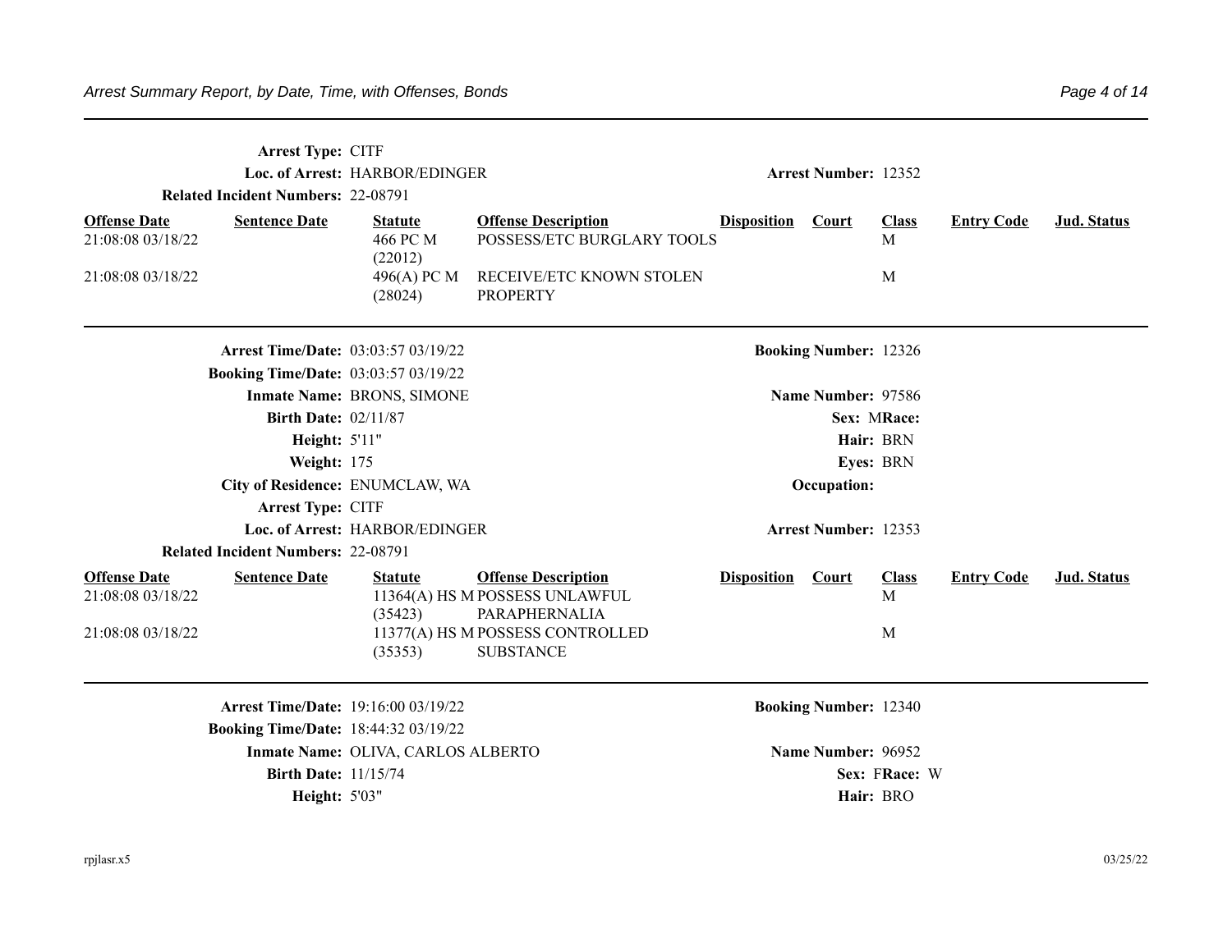**Arrest Type:** CITF

**Loc. of Arrest:** HARBOR/EDINGER

**Arrest Number:** 12352

**Related Incident Numbers:** 22-08791

| Offense Date | Sentence Date | Statute | Offense Description | Disposition | Court | Class | Entry Code | Jud. Status |
|---|---|---|---|---|---|---|---|---|
| 21:08:08 03/18/22 | | 466 PC M (22012) | POSSESS/ETC BURGLARY TOOLS | | | M | | |
| 21:08:08 03/18/22 | | 496(A) PC M (28024) | RECEIVE/ETC KNOWN STOLEN PROPERTY | | | M | | |

---

**Arrest Time/Date:** 03:03:57 03/19/22

**Booking Number:** 12326

**Booking Time/Date:** 03:03:57 03/19/22

**Inmate Name:** BRONS, SIMONE

**Name Number:** 97586

**Birth Date:** 02/11/87

**Sex:** M **Race:**

**Height:** 5'11"

**Hair:** BRN

**Weight:** 175

**Eyes:** BRN

**City of Residence:** ENUMCLAW, WA

**Occupation:**

**Arrest Type:** CITF

**Loc. of Arrest:** HARBOR/EDINGER

**Arrest Number:** 12353

**Related Incident Numbers:** 22-08791

| Offense Date | Sentence Date | Statute | Offense Description | Disposition | Court | Class | Entry Code | Jud. Status |
|---|---|---|---|---|---|---|---|---|
| 21:08:08 03/18/22 | | 11364(A) HS M (35423) | POSSESS UNLAWFUL PARAPHERNALIA | | | M | | |
| 21:08:08 03/18/22 | | 11377(A) HS M (35353) | POSSESS CONTROLLED SUBSTANCE | | | M | | |

---

**Arrest Time/Date:** 19:16:00 03/19/22

**Booking Number:** 12340

**Booking Time/Date:** 18:44:32 03/19/22

**Inmate Name:** OLIVA, CARLOS ALBERTO

**Name Number:** 96952

**Birth Date:** 11/15/74

**Sex:** F **Race:** W

**Height:** 5'03"

**Hair:** BRO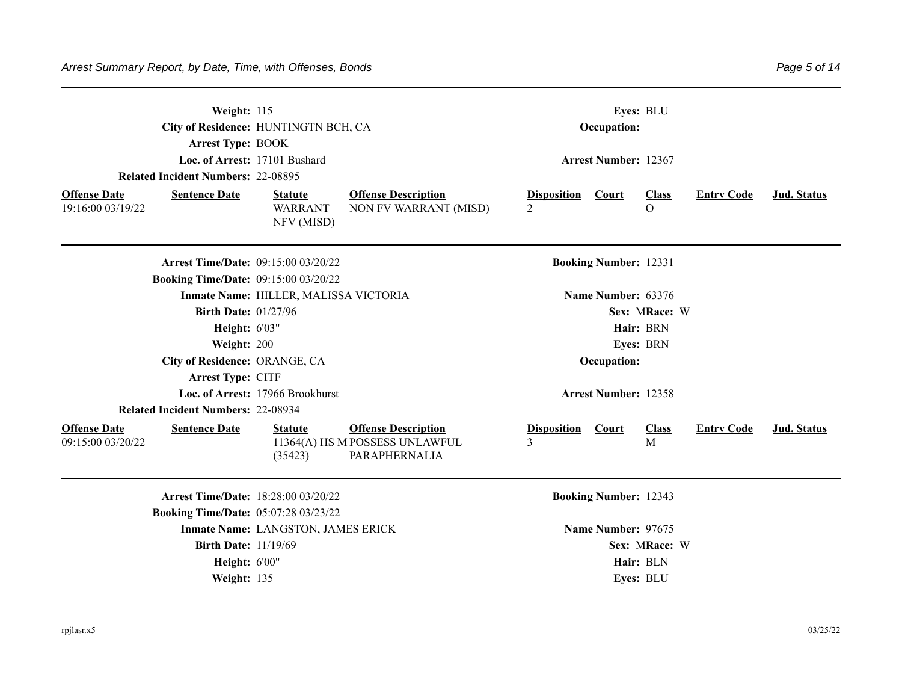**Weight:** 115 **Eyes:** BLU

**City of Residence:** HUNTINGTN BCH, CA **Occupation:**

**Arrest Type:** BOOK

**Loc. of Arrest:** 17101 Bushard **Arrest Number:** 12367

**Related Incident Numbers:** 22-08895

| Offense Date | Sentence Date | Statute | Offense Description | Disposition | Court | Class | Entry Code | Jud. Status |
|---|---|---|---|---|---|---|---|---|
| 19:16:00 03/19/22 | | WARRANT NFV (MISD) | NON FV WARRANT (MISD) | 2 | | O | | |

---

**Arrest Time/Date:** 09:15:00 03/20/22 **Booking Number:** 12331

**Booking Time/Date:** 09:15:00 03/20/22

**Inmate Name:** HILLER, MALISSA VICTORIA **Name Number:** 63376

**Birth Date:** 01/27/96 **Sex:** M **Race:** W

**Height:** 6'03" **Hair:** BRN

**Weight:** 200 **Eyes:** BRN

**City of Residence:** ORANGE, CA **Occupation:**

**Arrest Type:** CITF

**Loc. of Arrest:** 17966 Brookhurst **Arrest Number:** 12358

**Related Incident Numbers:** 22-08934

| Offense Date | Sentence Date | Statute | Offense Description | Disposition | Court | Class | Entry Code | Jud. Status |
|---|---|---|---|---|---|---|---|---|
| 09:15:00 03/20/22 | | 11364(A) HS M (35423) | POSSESS UNLAWFUL PARAPHERNALIA | 3 | | M | | |

---

**Arrest Time/Date:** 18:28:00 03/20/22 **Booking Number:** 12343

**Booking Time/Date:** 05:07:28 03/23/22

**Inmate Name:** LANGSTON, JAMES ERICK **Name Number:** 97675

**Birth Date:** 11/19/69 **Sex:** M **Race:** W

**Height:** 6'00" **Hair:** BLN

**Weight:** 135 **Eyes:** BLU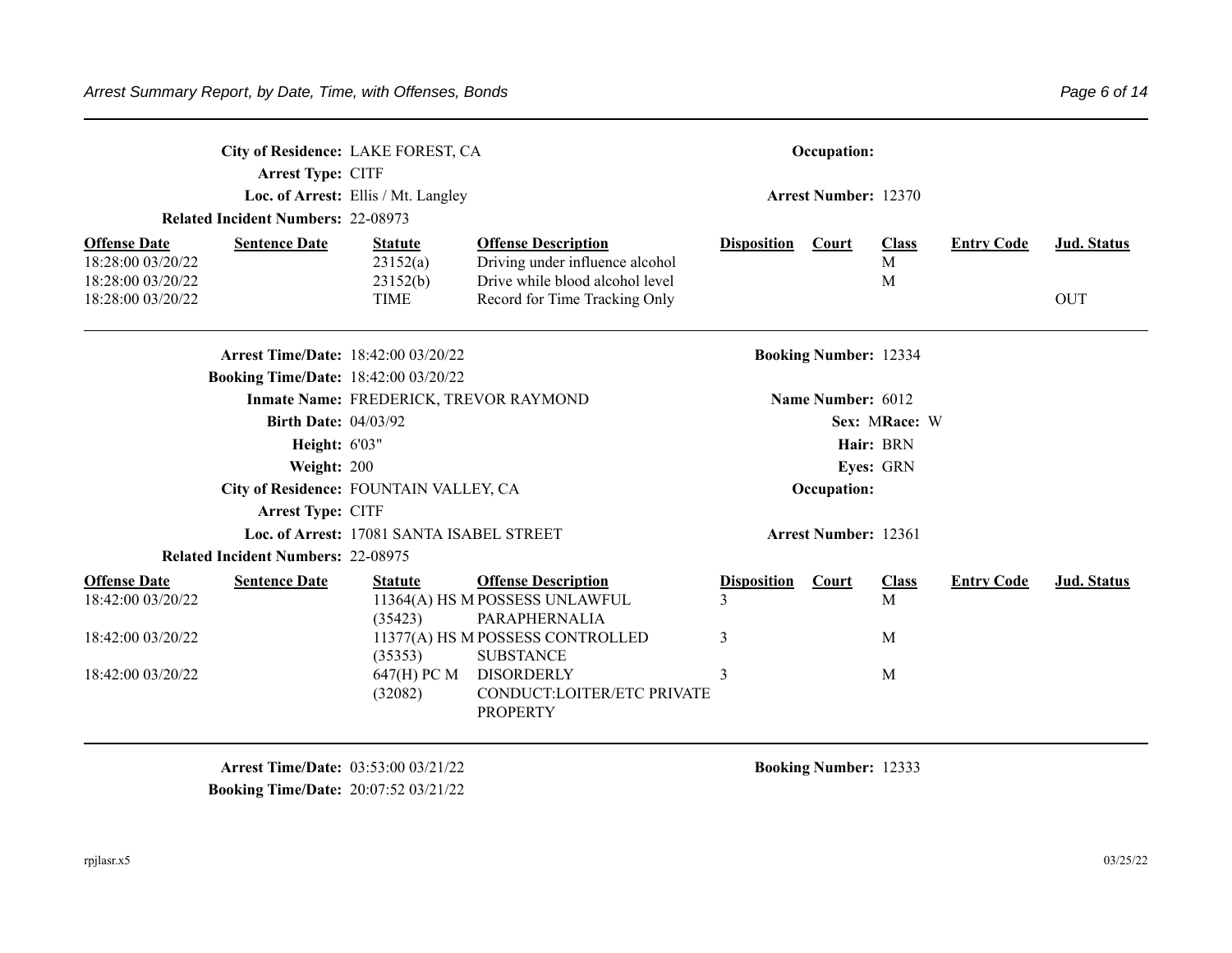**City of Residence:** LAKE FOREST, CA **Occupation:**
**Arrest Type:** CITF
**Loc. of Arrest:** Ellis / Mt. Langley **Arrest Number:** 12370
**Related Incident Numbers:** 22-08973

| Offense Date | Sentence Date | Statute | Offense Description | Disposition | Court | Class | Entry Code | Jud. Status |
|---|---|---|---|---|---|---|---|---|
| 18:28:00 03/20/22 | | 23152(a) | Driving under influence alcohol | | | M | | |
| 18:28:00 03/20/22 | | 23152(b) | Drive while blood alcohol level | | | M | | |
| 18:28:00 03/20/22 | | TIME | Record for Time Tracking Only | | | | | OUT |

---

**Arrest Time/Date:** 18:42:00 03/20/22 **Booking Number:** 12334
**Booking Time/Date:** 18:42:00 03/20/22
**Inmate Name:** FREDERICK, TREVOR RAYMOND **Name Number:** 6012
**Birth Date:** 04/03/92 **Sex:** M **Race:** W
**Height:** 6'03" **Hair:** BRN
**Weight:** 200 **Eyes:** GRN
**City of Residence:** FOUNTAIN VALLEY, CA **Occupation:**
**Arrest Type:** CITF
**Loc. of Arrest:** 17081 SANTA ISABEL STREET **Arrest Number:** 12361
**Related Incident Numbers:** 22-08975

| Offense Date | Sentence Date | Statute | Offense Description | Disposition | Court | Class | Entry Code | Jud. Status |
|---|---|---|---|---|---|---|---|---|
| 18:42:00 03/20/22 | | 11364(A) HS M (35423) | POSSESS UNLAWFUL PARAPHERNALIA | 3 | | M | | |
| 18:42:00 03/20/22 | | 11377(A) HS M (35353) | POSSESS CONTROLLED SUBSTANCE | 3 | | M | | |
| 18:42:00 03/20/22 | | 647(H) PC M (32082) | DISORDERLY CONDUCT:LOITER/ETC PRIVATE PROPERTY | 3 | | M | | |

---

**Arrest Time/Date:** 03:53:00 03/21/22 **Booking Number:** 12333
**Booking Time/Date:** 20:07:52 03/21/22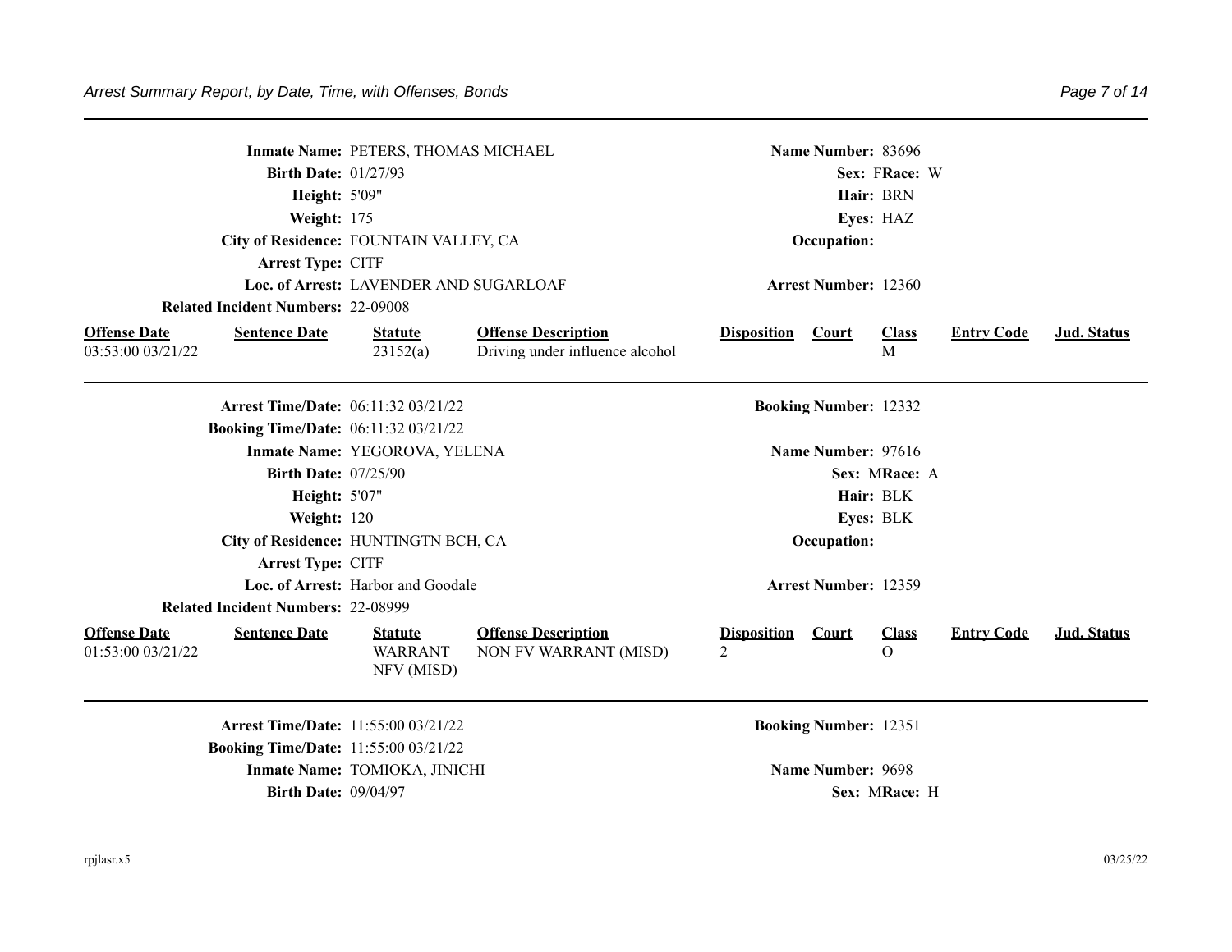**Inmate Name:** PETERS, THOMAS MICHAEL | **Name Number:** 83696
**Birth Date:** 01/27/93 | **Sex:** F **Race:** W
**Height:** 5'09" | **Hair:** BRN
**Weight:** 175 | **Eyes:** HAZ
**City of Residence:** FOUNTAIN VALLEY, CA | **Occupation:**
**Arrest Type:** CITF
**Loc. of Arrest:** LAVENDER AND SUGARLOAF | **Arrest Number:** 12360
**Related Incident Numbers:** 22-09008

| Offense Date | Sentence Date | Statute | Offense Description | Disposition | Court | Class | Entry Code | Jud. Status |
|---|---|---|---|---|---|---|---|---|
| 03:53:00 03/21/22 | | 23152(a) | Driving under influence alcohol | | | M | | |

---

**Arrest Time/Date:** 06:11:32 03/21/22 | **Booking Number:** 12332
**Booking Time/Date:** 06:11:32 03/21/22
**Inmate Name:** YEGOROVA, YELENA | **Name Number:** 97616
**Birth Date:** 07/25/90 | **Sex:** M **Race:** A
**Height:** 5'07" | **Hair:** BLK
**Weight:** 120 | **Eyes:** BLK
**City of Residence:** HUNTINGTN BCH, CA | **Occupation:**
**Arrest Type:** CITF
**Loc. of Arrest:** Harbor and Goodale | **Arrest Number:** 12359
**Related Incident Numbers:** 22-08999

| Offense Date | Sentence Date | Statute | Offense Description | Disposition | Court | Class | Entry Code | Jud. Status |
|---|---|---|---|---|---|---|---|---|
| 01:53:00 03/21/22 | | WARRANT NFV (MISD) | NON FV WARRANT (MISD) | 2 | | O | | |

---

**Arrest Time/Date:** 11:55:00 03/21/22 | **Booking Number:** 12351
**Booking Time/Date:** 11:55:00 03/21/22
**Inmate Name:** TOMIOKA, JINICHI | **Name Number:** 9698
**Birth Date:** 09/04/97 | **Sex:** M **Race:** H

rpjlasr.x5 03/25/22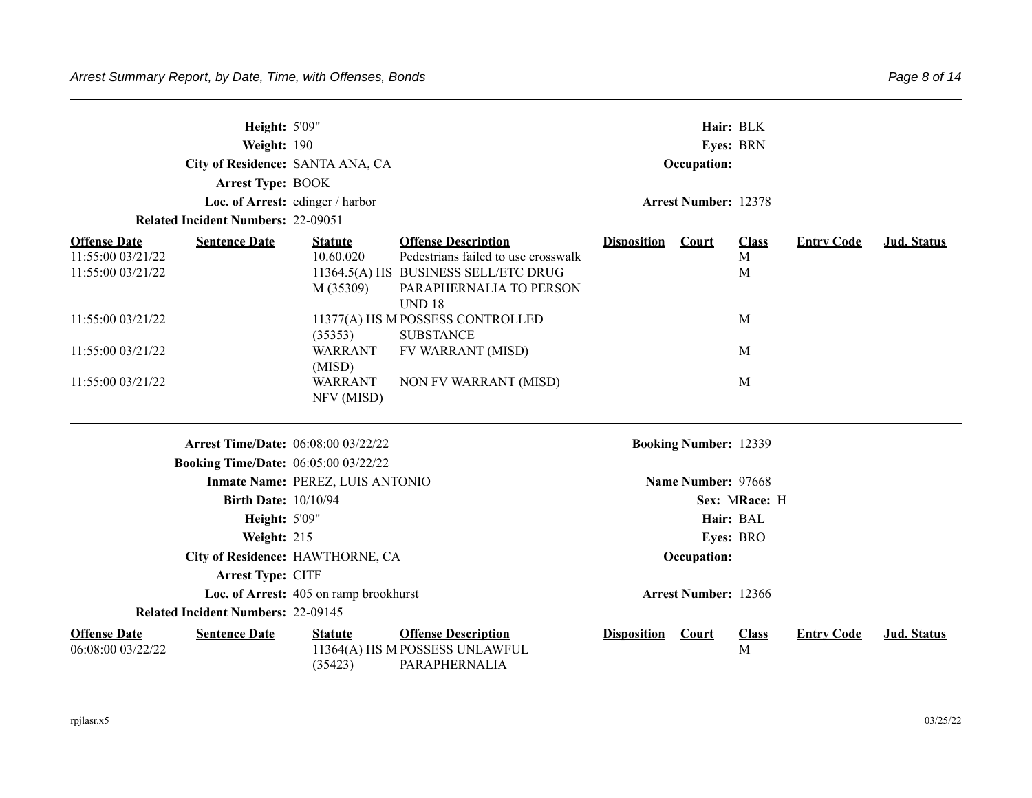**Height:** 5'09"
**Hair:** BLK
**Weight:** 190
**Eyes:** BRN
**City of Residence:** SANTA ANA, CA
**Occupation:**
**Arrest Type:** BOOK
**Loc. of Arrest:** edinger / harbor
**Arrest Number:** 12378
**Related Incident Numbers:** 22-09051

| Offense Date | Sentence Date | Statute | Offense Description | Disposition | Court | Class | Entry Code | Jud. Status |
|---|---|---|---|---|---|---|---|---|
| 11:55:00 03/21/22 | | 10.60.020 | Pedestrians failed to use crosswalk | | | M | | |
| 11:55:00 03/21/22 | | 11364.5(A) HS M (35309) | BUSINESS SELL/ETC DRUG PARAPHERNALIA TO PERSON UND 18 | | | M | | |
| 11:55:00 03/21/22 | | 11377(A) HS M (35353) | POSSESS CONTROLLED SUBSTANCE | | | M | | |
| 11:55:00 03/21/22 | | WARRANT (MISD) | FV WARRANT (MISD) | | | M | | |
| 11:55:00 03/21/22 | | WARRANT NFV (MISD) | NON FV WARRANT (MISD) | | | M | | |

---

**Arrest Time/Date:** 06:08:00 03/22/22
**Booking Number:** 12339
**Booking Time/Date:** 06:05:00 03/22/22
**Inmate Name:** PEREZ, LUIS ANTONIO
**Name Number:** 97668
**Birth Date:** 10/10/94
**Sex:** M **Race:** H
**Height:** 5'09"
**Hair:** BAL
**Weight:** 215
**Eyes:** BRO
**City of Residence:** HAWTHORNE, CA
**Occupation:**
**Arrest Type:** CITF
**Loc. of Arrest:** 405 on ramp brookhurst
**Arrest Number:** 12366
**Related Incident Numbers:** 22-09145

| Offense Date | Sentence Date | Statute | Offense Description | Disposition | Court | Class | Entry Code | Jud. Status |
|---|---|---|---|---|---|---|---|---|
| 06:08:00 03/22/22 | | 11364(A) HS M (35423) | POSSESS UNLAWFUL PARAPHERNALIA | | | M | | |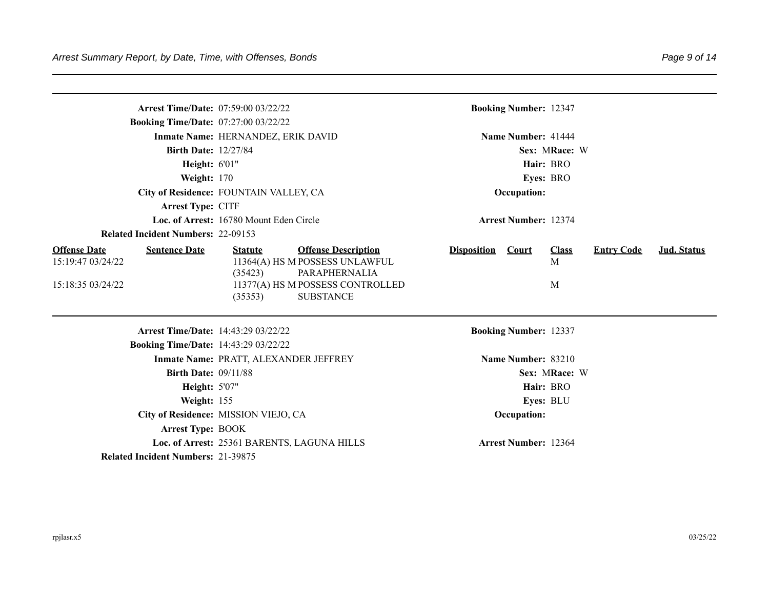**Arrest Time/Date:** 07:59:00 03/22/22
**Booking Time/Date:** 07:27:00 03/22/22
**Inmate Name:** HERNANDEZ, ERIK DAVID
**Birth Date:** 12/27/84
**Height:** 6'01"
**Weight:** 170
**City of Residence:** FOUNTAIN VALLEY, CA
**Arrest Type:** CITF
**Loc. of Arrest:** 16780 Mount Eden Circle
**Related Incident Numbers:** 22-09153

**Booking Number:** 12347
**Name Number:** 41444
**Sex:** M **Race:** W
**Hair:** BRO
**Eyes:** BRO
**Occupation:**
**Arrest Number:** 12374

| Offense Date | Sentence Date | Statute | Offense Description | Disposition | Court | Class | Entry Code | Jud. Status |
|---|---|---|---|---|---|---|---|---|
| 15:19:47 03/24/22 | | 11364(A) HS M (35423) | POSSESS UNLAWFUL PARAPHERNALIA | | | M | | |
| 15:18:35 03/24/22 | | 11377(A) HS M (35353) | POSSESS CONTROLLED SUBSTANCE | | | M | | |

---

**Arrest Time/Date:** 14:43:29 03/22/22
**Booking Time/Date:** 14:43:29 03/22/22
**Inmate Name:** PRATT, ALEXANDER JEFFREY
**Birth Date:** 09/11/88
**Height:** 5'07"
**Weight:** 155
**City of Residence:** MISSION VIEJO, CA
**Arrest Type:** BOOK
**Loc. of Arrest:** 25361 BARENTS, LAGUNA HILLS
**Related Incident Numbers:** 21-39875

**Booking Number:** 12337
**Name Number:** 83210
**Sex:** M **Race:** W
**Hair:** BRO
**Eyes:** BLU
**Occupation:**
**Arrest Number:** 12364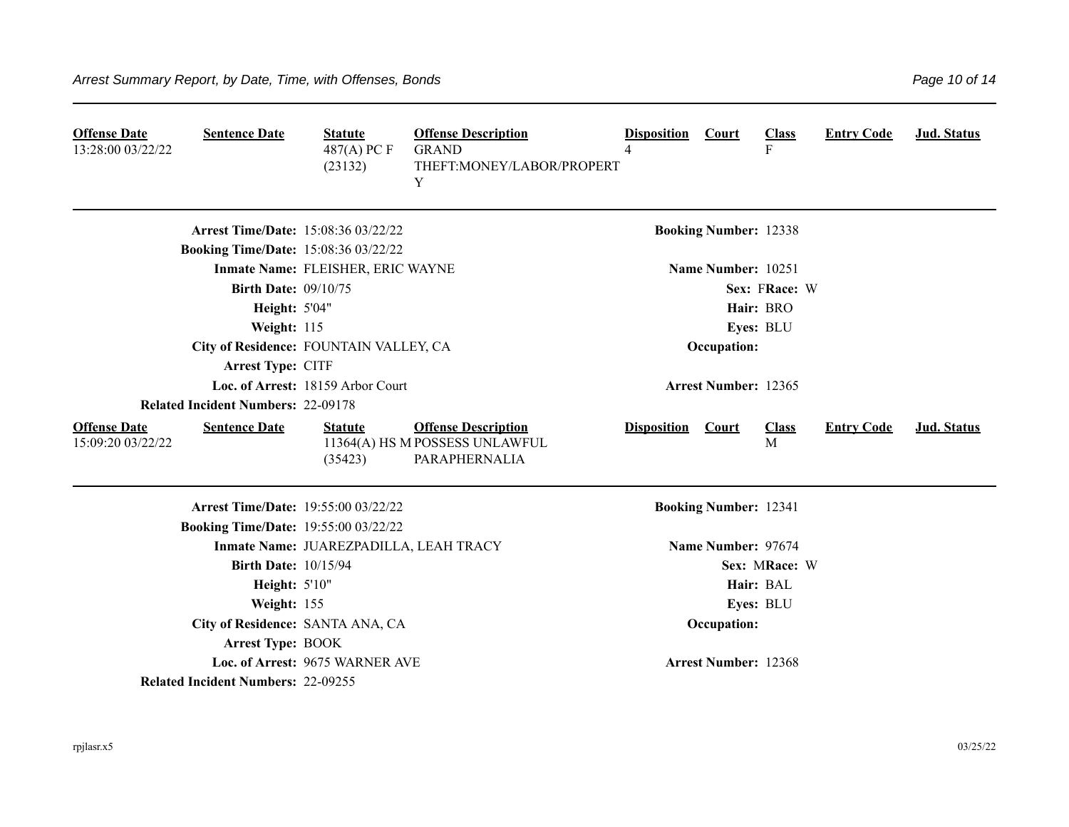| Offense Date | Sentence Date | Statute | Offense Description | Disposition | Court | Class | Entry Code | Jud. Status |
|---|---|---|---|---|---|---|---|---|
| 13:28:00 03/22/22 | | 487(A) PC F (23132) | GRAND THEFT:MONEY/LABOR/PROPERTY | 4 | | F | | |

---

**Arrest Time/Date:** 15:08:36 03/22/22 **Booking Number:** 12338
**Booking Time/Date:** 15:08:36 03/22/22
**Inmate Name:** FLEISHER, ERIC WAYNE **Name Number:** 10251
**Birth Date:** 09/10/75 **Sex:** F **Race:** W
**Height:** 5'04" **Hair:** BRO
**Weight:** 115 **Eyes:** BLU
**City of Residence:** FOUNTAIN VALLEY, CA **Occupation:**
**Arrest Type:** CITF
**Loc. of Arrest:** 18159 Arbor Court **Arrest Number:** 12365
**Related Incident Numbers:** 22-09178

| Offense Date | Sentence Date | Statute | Offense Description | Disposition | Court | Class | Entry Code | Jud. Status |
|---|---|---|---|---|---|---|---|---|
| 15:09:20 03/22/22 | | 11364(A) HS M (35423) | POSSESS UNLAWFUL PARAPHERNALIA | | | M | | |

---

**Arrest Time/Date:** 19:55:00 03/22/22 **Booking Number:** 12341
**Booking Time/Date:** 19:55:00 03/22/22
**Inmate Name:** JUAREZPADILLA, LEAH TRACY **Name Number:** 97674
**Birth Date:** 10/15/94 **Sex:** M **Race:** W
**Height:** 5'10" **Hair:** BAL
**Weight:** 155 **Eyes:** BLU
**City of Residence:** SANTA ANA, CA **Occupation:**
**Arrest Type:** BOOK
**Loc. of Arrest:** 9675 WARNER AVE **Arrest Number:** 12368
**Related Incident Numbers:** 22-09255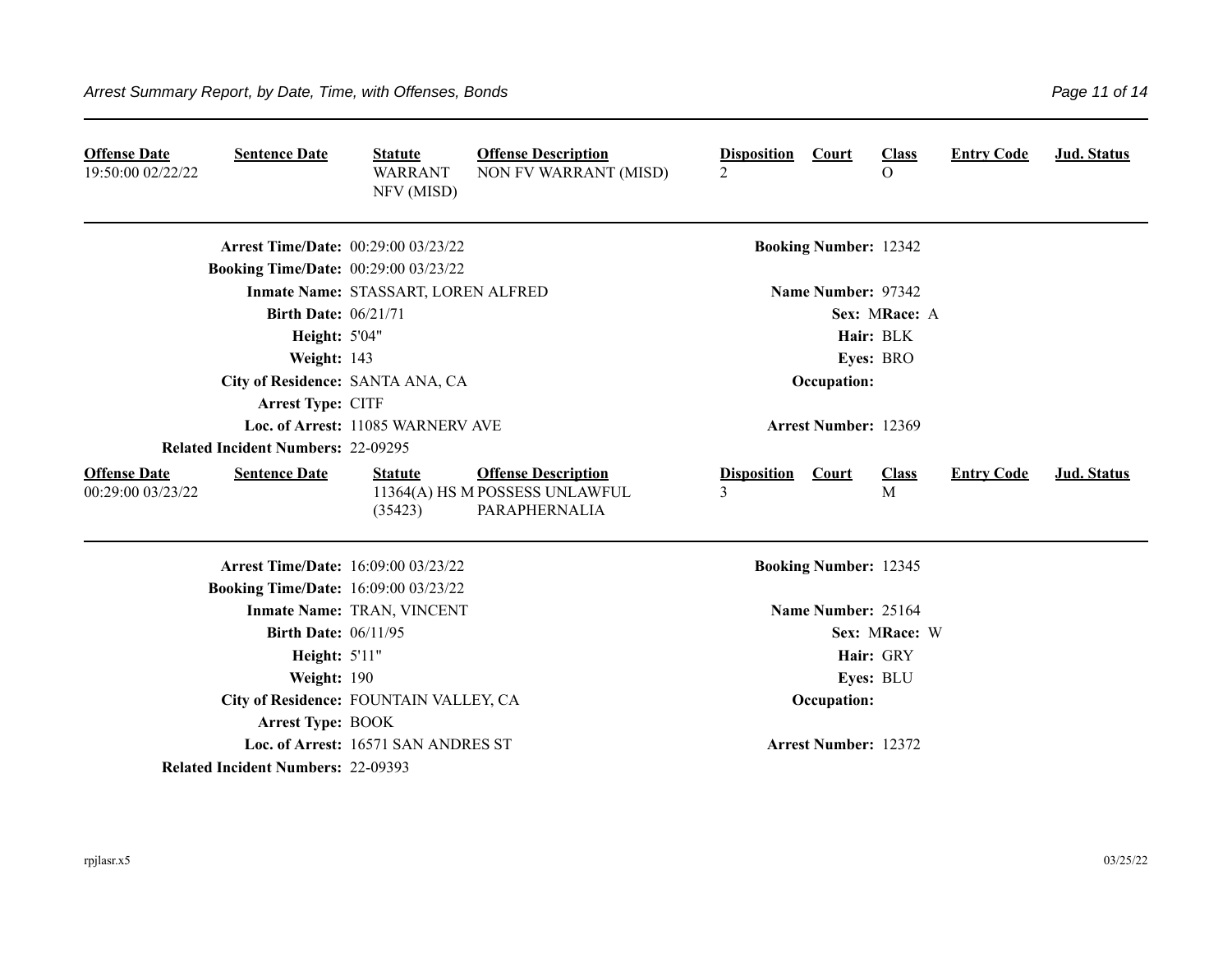| Offense Date | Sentence Date | Statute | Offense Description | Disposition | Court | Class | Entry Code | Jud. Status |
|---|---|---|---|---|---|---|---|---|
| 19:50:00 02/22/22 | | WARRANT NFV (MISD) | NON FV WARRANT (MISD) | 2 | | O | | |

**Arrest Time/Date:** 00:29:00 03/23/22

**Booking Number:** 12342

**Booking Time/Date:** 00:29:00 03/23/22

**Inmate Name:** STASSART, LOREN ALFRED

**Name Number:** 97342

**Birth Date:** 06/21/71

**Sex:** M **Race:** A

**Height:** 5'04"

**Hair:** BLK

**Weight:** 143

**Eyes:** BRO

**City of Residence:** SANTA ANA, CA

**Occupation:**

**Arrest Type:** CITF

**Loc. of Arrest:** 11085 WARNERV AVE

**Arrest Number:** 12369

**Related Incident Numbers:** 22-09295

| Offense Date | Sentence Date | Statute | Offense Description | Disposition | Court | Class | Entry Code | Jud. Status |
|---|---|---|---|---|---|---|---|---|
| 00:29:00 03/23/22 | | 11364(A) HS M (35423) | POSSESS UNLAWFUL PARAPHERNALIA | 3 | | M | | |

**Arrest Time/Date:** 16:09:00 03/23/22

**Booking Number:** 12345

**Booking Time/Date:** 16:09:00 03/23/22

**Inmate Name:** TRAN, VINCENT

**Name Number:** 25164

**Birth Date:** 06/11/95

**Sex:** M **Race:** W

**Height:** 5'11"

**Hair:** GRY

**Weight:** 190

**Eyes:** BLU

**City of Residence:** FOUNTAIN VALLEY, CA

**Occupation:**

**Arrest Type:** BOOK

**Loc. of Arrest:** 16571 SAN ANDRES ST

**Arrest Number:** 12372

**Related Incident Numbers:** 22-09393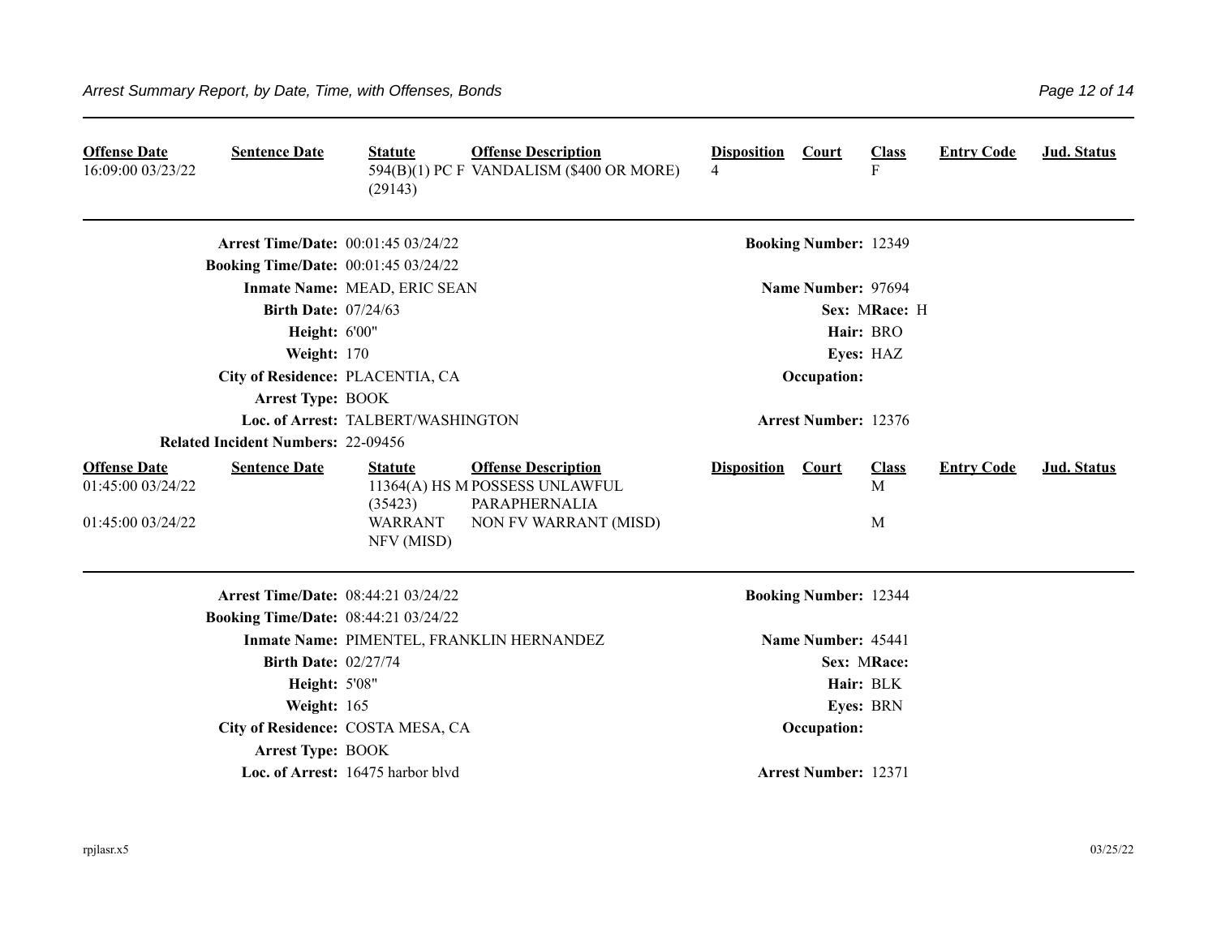| Offense Date | Sentence Date | Statute | Offense Description | Disposition | Court | Class | Entry Code | Jud. Status |
|---|---|---|---|---|---|---|---|---|
| 16:09:00 03/23/22 | | 594(B)(1) PC F (29143) | VANDALISM ($400 OR MORE) | 4 | | F | | |

---

**Arrest Time/Date:** 00:01:45 03/24/22 **Booking Number:** 12349

**Booking Time/Date:** 00:01:45 03/24/22

**Inmate Name:** MEAD, ERIC SEAN **Name Number:** 97694

**Birth Date:** 07/24/63 **Sex:** M **Race:** H

**Height:** 6'00" **Hair:** BRO

**Weight:** 170 **Eyes:** HAZ

**City of Residence:** PLACENTIA, CA **Occupation:**

**Arrest Type:** BOOK

**Loc. of Arrest:** TALBERT/WASHINGTON **Arrest Number:** 12376

**Related Incident Numbers:** 22-09456

| Offense Date | Sentence Date | Statute | Offense Description | Disposition | Court | Class | Entry Code | Jud. Status |
|---|---|---|---|---|---|---|---|---|
| 01:45:00 03/24/22 | | 11364(A) HS M (35423) | POSSESS UNLAWFUL PARAPHERNALIA | | | M | | |
| 01:45:00 03/24/22 | | WARRANT NFV (MISD) | NON FV WARRANT (MISD) | | | M | | |

---

**Arrest Time/Date:** 08:44:21 03/24/22 **Booking Number:** 12344

**Booking Time/Date:** 08:44:21 03/24/22

**Inmate Name:** PIMENTEL, FRANKLIN HERNANDEZ **Name Number:** 45441

**Birth Date:** 02/27/74 **Sex:** M **Race:**

**Height:** 5'08" **Hair:** BLK

**Weight:** 165 **Eyes:** BRN

**City of Residence:** COSTA MESA, CA **Occupation:**

**Arrest Type:** BOOK

**Loc. of Arrest:** 16475 harbor blvd **Arrest Number:** 12371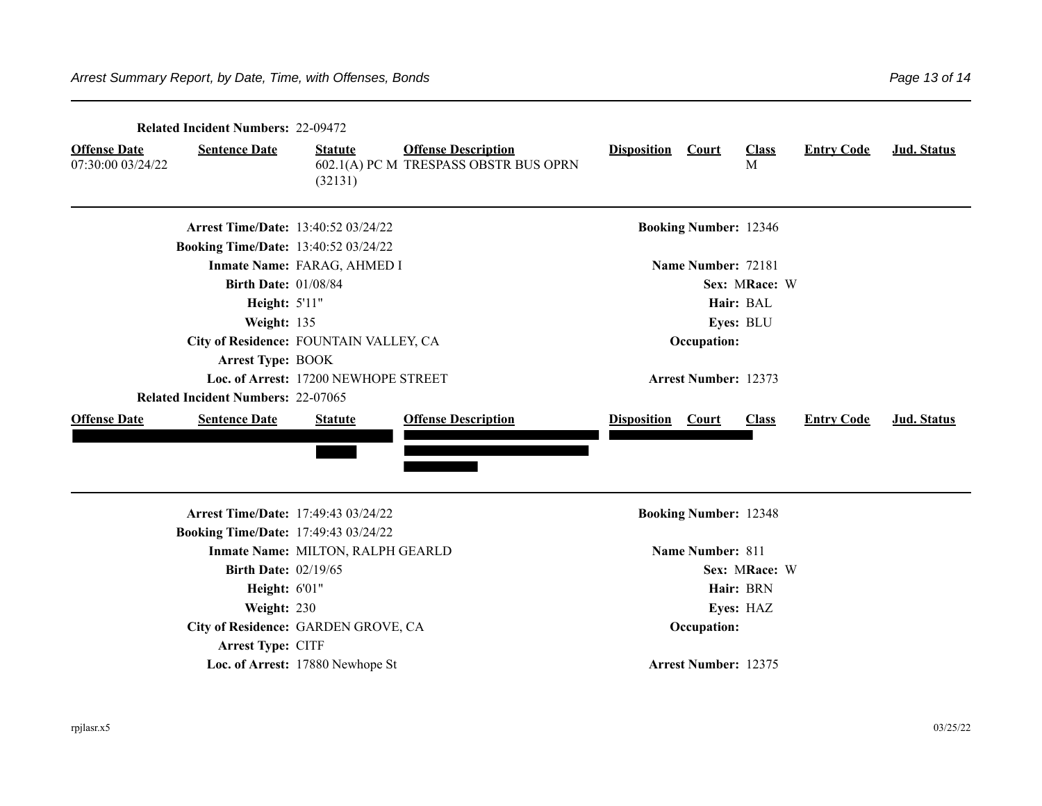**Related Incident Numbers:** 22-09472

| Offense Date | Sentence Date | Statute | Offense Description | Disposition | Court | Class | Entry Code | Jud. Status |
|---|---|---|---|---|---|---|---|---|
| 07:30:00 03/24/22 | | 602.1(A) PC M (32131) | TRESPASS OBSTR BUS OPRN | | | M | | |

---

**Arrest Time/Date:** 13:40:52 03/24/22 **Booking Number:** 12346

**Booking Time/Date:** 13:40:52 03/24/22

**Inmate Name:** FARAG, AHMED I **Name Number:** 72181

**Birth Date:** 01/08/84 **Sex:** M **Race:** W

**Height:** 5'11" **Hair:** BAL

**Weight:** 135 **Eyes:** BLU

**City of Residence:** FOUNTAIN VALLEY, CA **Occupation:**

**Arrest Type:** BOOK

**Loc. of Arrest:** 17200 NEWHOPE STREET **Arrest Number:** 12373

**Related Incident Numbers:** 22-07065

| Offense Date | Sentence Date | Statute | Offense Description | Disposition | Court | Class | Entry Code | Jud. Status |
|---|---|---|---|---|---|---|---|---|
| | | | | | | | | |

---

**Arrest Time/Date:** 17:49:43 03/24/22 **Booking Number:** 12348

**Booking Time/Date:** 17:49:43 03/24/22

**Inmate Name:** MILTON, RALPH GEARLD **Name Number:** 811

**Birth Date:** 02/19/65 **Sex:** M **Race:** W

**Height:** 6'01" **Hair:** BRN

**Weight:** 230 **Eyes:** HAZ

**City of Residence:** GARDEN GROVE, CA **Occupation:**

**Arrest Type:** CITF

**Loc. of Arrest:** 17880 Newhope St **Arrest Number:** 12375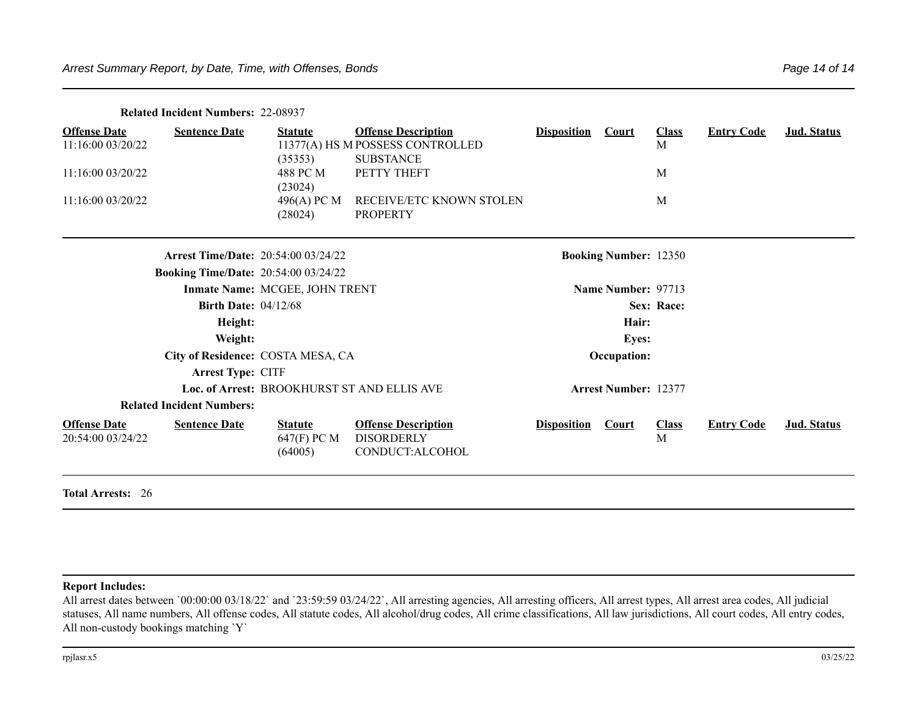**Related Incident Numbers:** 22-08937

| Offense Date | Sentence Date | Statute | Offense Description | Disposition | Court | Class | Entry Code | Jud. Status |
|---|---|---|---|---|---|---|---|---|
| 11:16:00 03/20/22 | | 11377(A) HS M (35353) | POSSESS CONTROLLED SUBSTANCE | | | M | | |
| 11:16:00 03/20/22 | | 488 PC M (23024) | PETTY THEFT | | | M | | |
| 11:16:00 03/20/22 | | 496(A) PC M (28024) | RECEIVE/ETC KNOWN STOLEN PROPERTY | | | M | | |

---

**Arrest Time/Date:** 20:54:00 03/24/22
**Booking Number:** 12350
**Booking Time/Date:** 20:54:00 03/24/22
**Inmate Name:** MCGEE, JOHN TRENT
**Name Number:** 97713
**Birth Date:** 04/12/68
**Sex:** **Race:**
**Height:**
**Hair:**
**Weight:**
**Eyes:**
**City of Residence:** COSTA MESA, CA
**Occupation:**
**Arrest Type:** CITF
**Loc. of Arrest:** BROOKHURST ST AND ELLIS AVE
**Arrest Number:** 12377
**Related Incident Numbers:**

| Offense Date | Sentence Date | Statute | Offense Description | Disposition | Court | Class | Entry Code | Jud. Status |
|---|---|---|---|---|---|---|---|---|
| 20:54:00 03/24/22 | | 647(F) PC M (64005) | DISORDERLY CONDUCT:ALCOHOL | | | M | | |

---

**Total Arrests:** 26

**Report Includes:**
All arrest dates between `00:00:00 03/18/22` and `23:59:59 03/24/22`, All arresting agencies, All arresting officers, All arrest types, All arrest area codes, All judicial statuses, All name numbers, All offense codes, All statute codes, All alcohol/drug codes, All crime classifications, All law jurisdictions, All court codes, All entry codes, All non-custody bookings matching `Y`